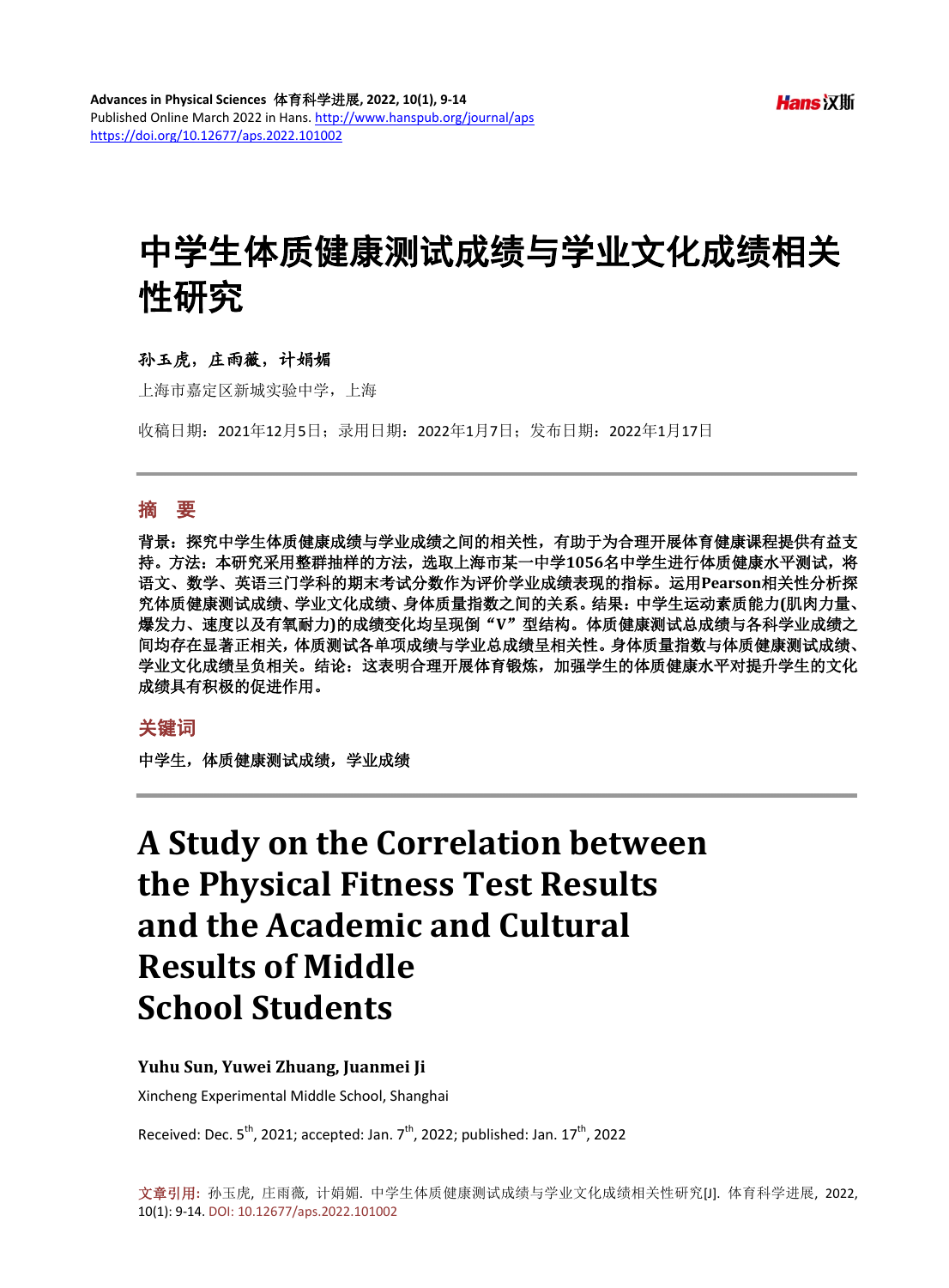# 中学生体质健康测试成绩与学业文化成绩相关性研究

**孙玉虎，庄雨薇，计娟媚**

上海市嘉定区新城实验中学，上海

收稿日期：2021年12月5日；录用日期：2022年1月7日；发布日期：2022年1月17日

## 摘　要

**背景：探究中学生体质健康成绩与学业成绩之间的相关性，有助于为合理开展体育健康课程提供有益支持。方法：本研究采用整群抽样的方法，选取上海市某一中学1056名中学生进行体质健康水平测试，将语文、数学、英语三门学科的期末考试分数作为评价学业成绩表现的指标。运用Pearson相关性分析探究体质健康测试成绩、学业文化成绩、身体质量指数之间的关系。结果：中学生运动素质能力(肌肉力量、爆发力、速度以及有氧耐力)的成绩变化均呈现倒"V"型结构。体质健康测试总成绩与各科学业成绩之间均存在显著正相关，体质测试各单项成绩与学业总成绩呈相关性。身体质量指数与体质健康测试成绩、学业文化成绩呈负相关。结论：这表明合理开展体育锻炼，加强学生的体质健康水平对提升学生的文化成绩具有积极的促进作用。**

## 关键词

**中学生，体质健康测试成绩，学业成绩**

# A Study on the Correlation between the Physical Fitness Test Results and the Academic and Cultural Results of Middle School Students

**Yuhu Sun, Yuwei Zhuang, Juanmei Ji**

Xincheng Experimental Middle School, Shanghai

Received: Dec. 5th, 2021; accepted: Jan. 7th, 2022; published: Jan. 17th, 2022

文章引用: 孙玉虎, 庄雨薇, 计娟媚. 中学生体质健康测试成绩与学业文化成绩相关性研究[J]. 体育科学进展, 2022, 10(1): 9-14. DOI: 10.12677/aps.2022.101002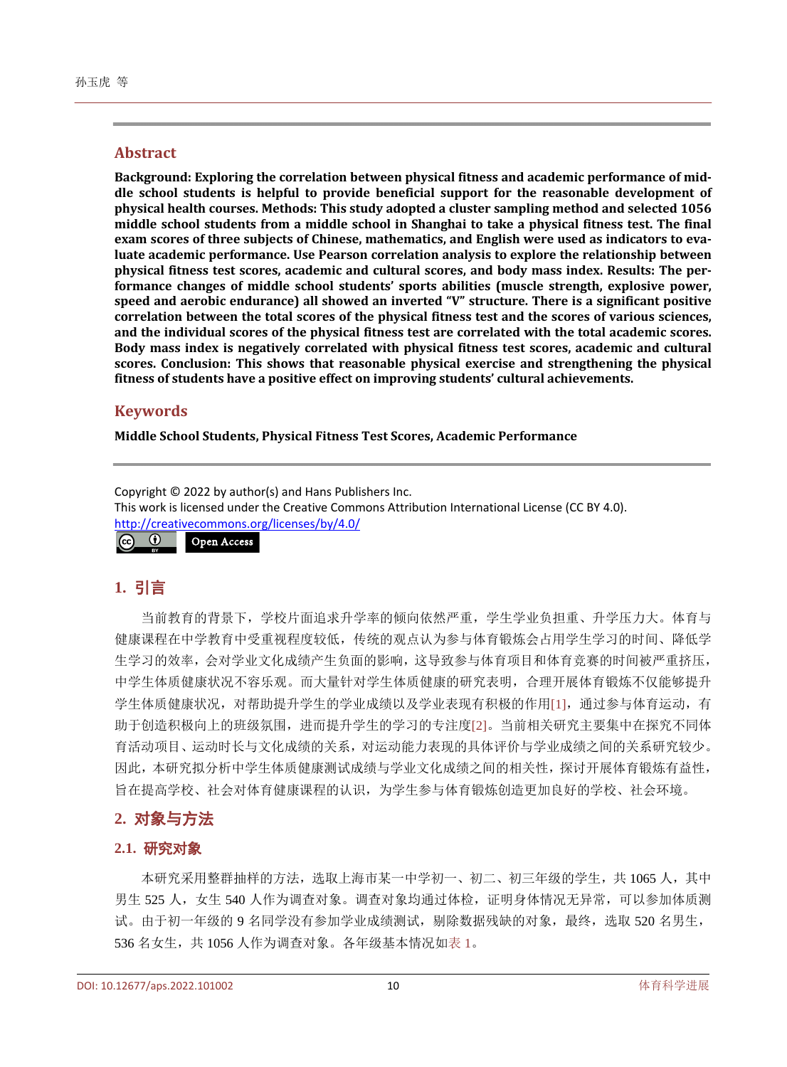## Abstract

**Background: Exploring the correlation between physical fitness and academic performance of middle school students is helpful to provide beneficial support for the reasonable development of physical health courses. Methods: This study adopted a cluster sampling method and selected 1056 middle school students from a middle school in Shanghai to take a physical fitness test. The final exam scores of three subjects of Chinese, mathematics, and English were used as indicators to evaluate academic performance. Use Pearson correlation analysis to explore the relationship between physical fitness test scores, academic and cultural scores, and body mass index. Results: The performance changes of middle school students' sports abilities (muscle strength, explosive power, speed and aerobic endurance) all showed an inverted "V" structure. There is a significant positive correlation between the total scores of the physical fitness test and the scores of various sciences, and the individual scores of the physical fitness test are correlated with the total academic scores. Body mass index is negatively correlated with physical fitness test scores, academic and cultural scores. Conclusion: This shows that reasonable physical exercise and strengthening the physical fitness of students have a positive effect on improving students' cultural achievements.**

## Keywords

**Middle School Students, Physical Fitness Test Scores, Academic Performance**

Copyright © 2022 by author(s) and Hans Publishers Inc.
This work is licensed under the Creative Commons Attribution International License (CC BY 4.0).
http://creativecommons.org/licenses/by/4.0/

Open Access

## 1. 引言

当前教育的背景下，学校片面追求升学率的倾向依然严重，学生学业负担重、升学压力大。体育与健康课程在中学教育中受重视程度较低，传统的观点认为参与体育锻炼会占用学生学习的时间、降低学生学习的效率，会对学业文化成绩产生负面的影响，这导致参与体育项目和体育竞赛的时间被严重挤压，中学生体质健康状况不容乐观。而大量针对学生体质健康的研究表明，合理开展体育锻炼不仅能够提升学生体质健康状况，对帮助提升学生的学业成绩以及学业表现有积极的作用[1]，通过参与体育运动，有助于创造积极向上的班级氛围，进而提升学生的学习的专注度[2]。当前相关研究主要集中在探究不同体育活动项目、运动时长与文化成绩的关系，对运动能力表现的具体评价与学业成绩之间的关系研究较少。因此，本研究拟分析中学生体质健康测试成绩与学业文化成绩之间的相关性，探讨开展体育锻炼有益性，旨在提高学校、社会对体育健康课程的认识，为学生参与体育锻炼创造更加良好的学校、社会环境。

## 2. 对象与方法

### 2.1. 研究对象

本研究采用整群抽样的方法，选取上海市某一中学初一、初二、初三年级的学生，共 1065 人，其中男生 525 人，女生 540 人作为调查对象。调查对象均通过体检，证明身体情况无异常，可以参加体质测试。由于初一年级的 9 名同学没有参加学业成绩测试，剔除数据残缺的对象，最终，选取 520 名男生，536 名女生，共 1056 人作为调查对象。各年级基本情况如表 1。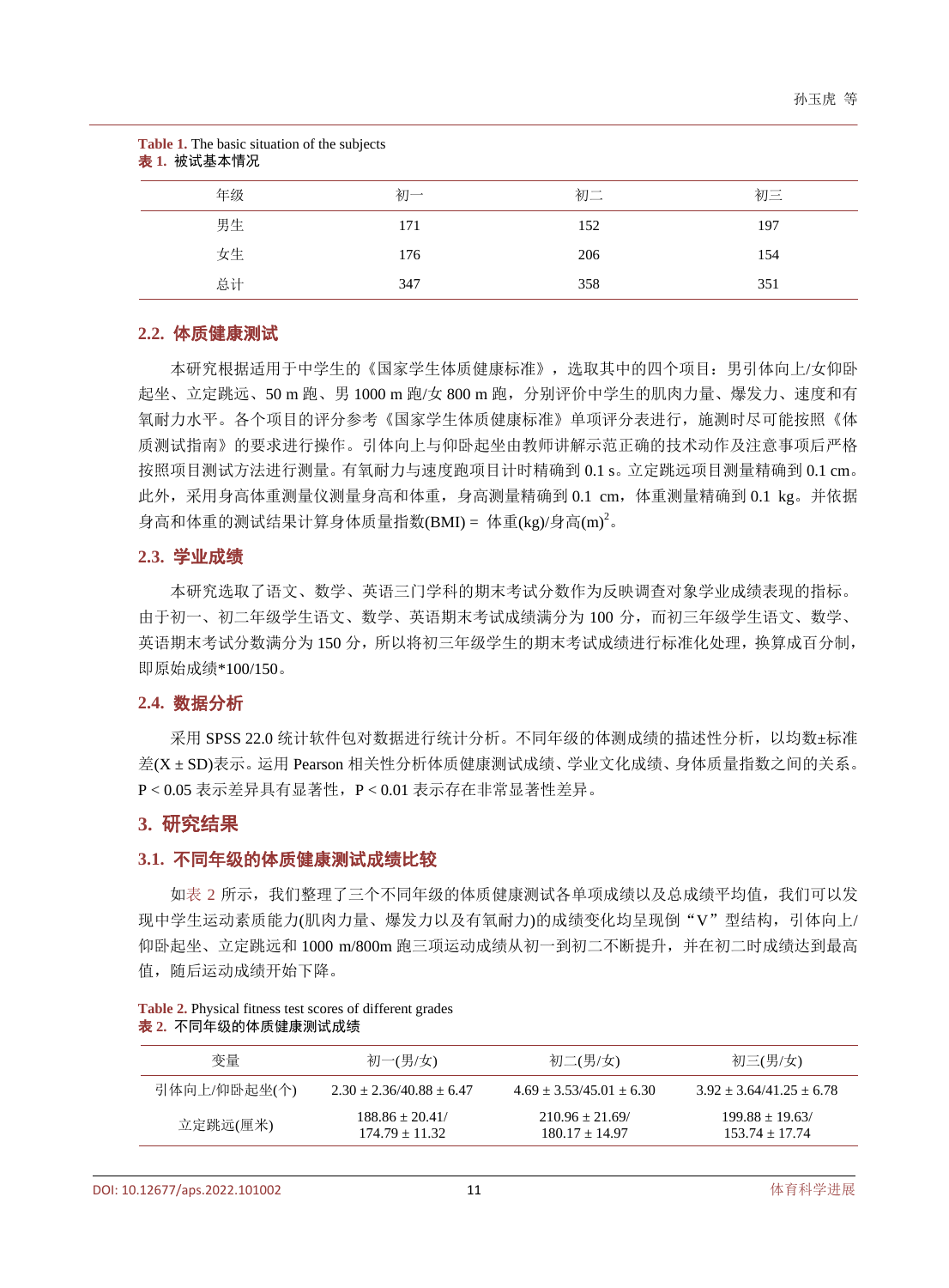Table 1. The basic situation of the subjects
**表 1.** 被试基本情况

| 年级 | 初一 | 初二 | 初三 |
| --- | --- | --- | --- |
| 男生 | 171 | 152 | 197 |
| 女生 | 176 | 206 | 154 |
| 总计 | 347 | 358 | 351 |

## 2.2. 体质健康测试

本研究根据适用于中学生的《国家学生体质健康标准》，选取其中的四个项目：男引体向上/女仰卧起坐、立定跳远、50 m 跑、男 1000 m 跑/女 800 m 跑，分别评价中学生的肌肉力量、爆发力、速度和有氧耐力水平。各个项目的评分参考《国家学生体质健康标准》单项评分表进行，施测时尽可能按照《体质测试指南》的要求进行操作。引体向上与仰卧起坐由教师讲解示范正确的技术动作及注意事项后严格按照项目测试方法进行测量。有氧耐力与速度跑项目计时精确到 0.1 s。立定跳远项目测量精确到 0.1 cm。此外，采用身高体重测量仪测量身高和体重，身高测量精确到 0.1 cm，体重测量精确到 0.1 kg。并依据身高和体重的测试结果计算身体质量指数(BMI) = 体重(kg)/身高(m)$^2$。

## 2.3. 学业成绩

本研究选取了语文、数学、英语三门学科的期末考试分数作为反映调查对象学业成绩表现的指标。由于初一、初二年级学生语文、数学、英语期末考试成绩满分为 100 分，而初三年级学生语文、数学、英语期末考试分数满分为 150 分，所以将初三年级学生的期末考试成绩进行标准化处理，换算成百分制，即原始成绩*100/150。

## 2.4. 数据分析

采用 SPSS 22.0 统计软件包对数据进行统计分析。不同年级的体测成绩的描述性分析，以均数±标准差(X ± SD)表示。运用 Pearson 相关性分析体质健康测试成绩、学业文化成绩、身体质量指数之间的关系。$P < 0.05$ 表示差异具有显著性，$P < 0.01$ 表示存在非常显著性差异。

# 3. 研究结果

## 3.1. 不同年级的体质健康测试成绩比较

如表 2 所示，我们整理了三个不同年级的体质健康测试各单项成绩以及总成绩平均值，我们可以发现中学生运动素质能力(肌肉力量、爆发力以及有氧耐力)的成绩变化均呈现倒“V”型结构，引体向上/仰卧起坐、立定跳远和 1000 m/800m 跑三项运动成绩从初一到初二不断提升，并在初二时成绩达到最高值，随后运动成绩开始下降。

Table 2. Physical fitness test scores of different grades
**表 2.** 不同年级的体质健康测试成绩

| 变量 | 初一(男/女) | 初二(男/女) | 初三(男/女) |
| --- | --- | --- | --- |
| 引体向上/仰卧起坐(个) | 2.30 ± 2.36/40.88 ± 6.47 | 4.69 ± 3.53/45.01 ± 6.30 | 3.92 ± 3.64/41.25 ± 6.78 |
| 立定跳远(厘米) | 188.86 ± 20.41/ 174.79 ± 11.32 | 210.96 ± 21.69/ 180.17 ± 14.97 | 199.88 ± 19.63/ 153.74 ± 17.74 |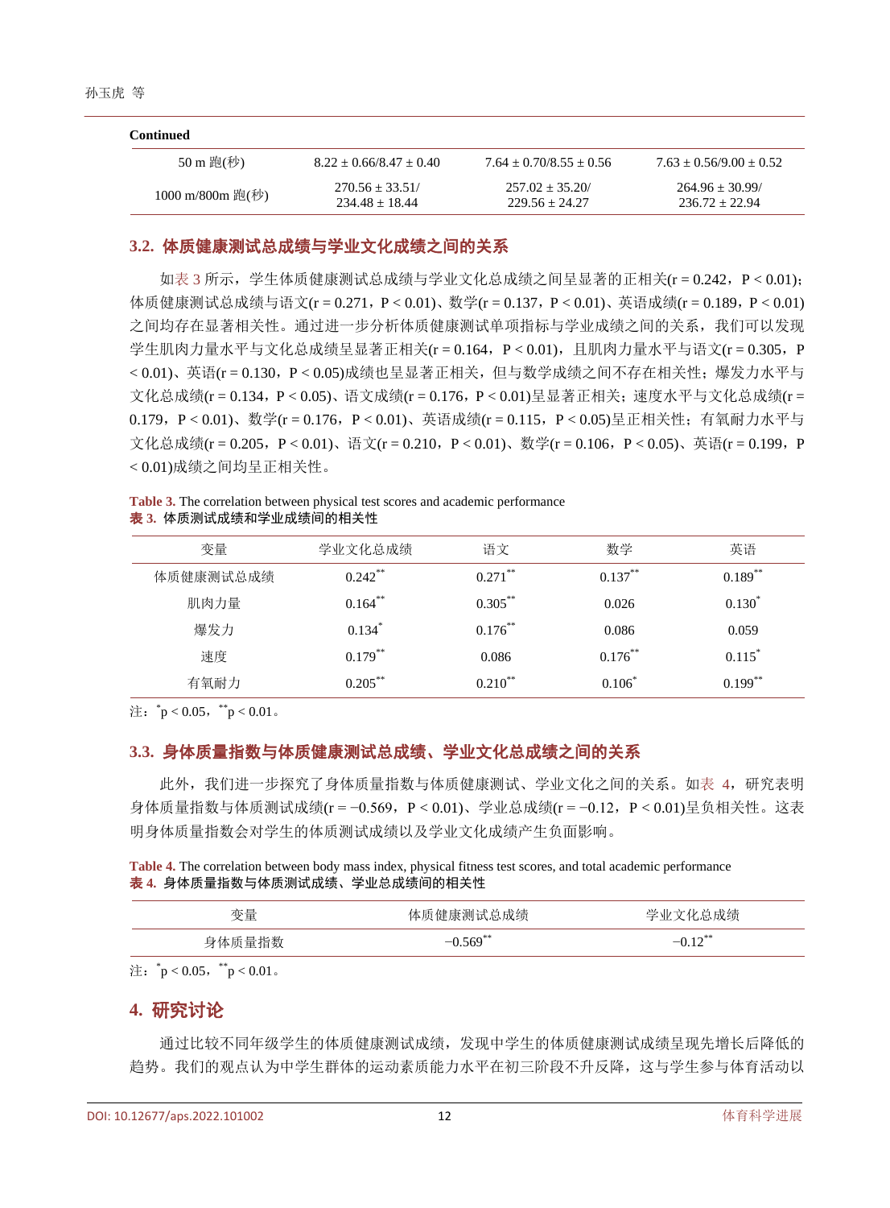**Continued**

| | | | |
|---|---|---|---|
| 50 m 跑(秒) | 8.22 ± 0.66/8.47 ± 0.40 | 7.64 ± 0.70/8.55 ± 0.56 | 7.63 ± 0.56/9.00 ± 0.52 |
| 1000 m/800m 跑(秒) | 270.56 ± 33.51/ 234.48 ± 18.44 | 257.02 ± 35.20/ 229.56 ± 24.27 | 264.96 ± 30.99/ 236.72 ± 22.94 |

### 3.2. 体质健康测试总成绩与学业文化成绩之间的关系

如表 3 所示，学生体质健康测试总成绩与学业文化总成绩之间呈显著的正相关(r = 0.242，P < 0.01)；体质健康测试总成绩与语文(r = 0.271，P < 0.01)、数学(r = 0.137，P < 0.01)、英语成绩(r = 0.189，P < 0.01)之间均存在显著相关性。通过进一步分析体质健康测试单项指标与学业成绩之间的关系，我们可以发现学生肌肉力量水平与文化总成绩呈显著正相关(r = 0.164，P < 0.01)，且肌肉力量水平与语文(r = 0.305，P < 0.01)、英语(r = 0.130，P < 0.05)成绩也呈显著正相关，但与数学成绩之间不存在相关性；爆发力水平与文化总成绩(r = 0.134，P < 0.05)、语文成绩(r = 0.176，P < 0.01)呈显著正相关；速度水平与文化总成绩(r = 0.179，P < 0.01)、数学(r = 0.176，P < 0.01)、英语成绩(r = 0.115，P < 0.05)呈正相关性；有氧耐力水平与文化总成绩(r = 0.205，P < 0.01)、语文(r = 0.210，P < 0.01)、数学(r = 0.106，P < 0.05)、英语(r = 0.199，P < 0.01)成绩之间均呈正相关性。

**Table 3.** The correlation between physical test scores and academic performance
**表 3.** 体质测试成绩和学业成绩间的相关性

| 变量 | 学业文化总成绩 | 语文 | 数学 | 英语 |
|---|---|---|---|---|
| 体质健康测试总成绩 | 0.242** | 0.271** | 0.137** | 0.189** |
| 肌肉力量 | 0.164** | 0.305** | 0.026 | 0.130* |
| 爆发力 | 0.134* | 0.176** | 0.086 | 0.059 |
| 速度 | 0.179** | 0.086 | 0.176** | 0.115* |
| 有氧耐力 | 0.205** | 0.210** | 0.106* | 0.199** |

注：*p < 0.05，**p < 0.01。

### 3.3. 身体质量指数与体质健康测试总成绩、学业文化总成绩之间的关系

此外，我们进一步探究了身体质量指数与体质健康测试、学业文化之间的关系。如表 4，研究表明身体质量指数与体质测试成绩(r = −0.569，P < 0.01)、学业总成绩(r = −0.12，P < 0.01)呈负相关性。这表明身体质量指数会对学生的体质测试成绩以及学业文化成绩产生负面影响。

**Table 4.** The correlation between body mass index, physical fitness test scores, and total academic performance
**表 4.** 身体质量指数与体质测试成绩、学业总成绩间的相关性

| 变量 | 体质健康测试总成绩 | 学业文化总成绩 |
|---|---|---|
| 身体质量指数 | −0.569** | −0.12** |

注：*p < 0.05，**p < 0.01。

## 4. 研究讨论

通过比较不同年级学生的体质健康测试成绩，发现中学生的体质健康测试成绩呈现先增长后降低的趋势。我们的观点认为中学生群体的运动素质能力水平在初三阶段不升反降，这与学生参与体育活动以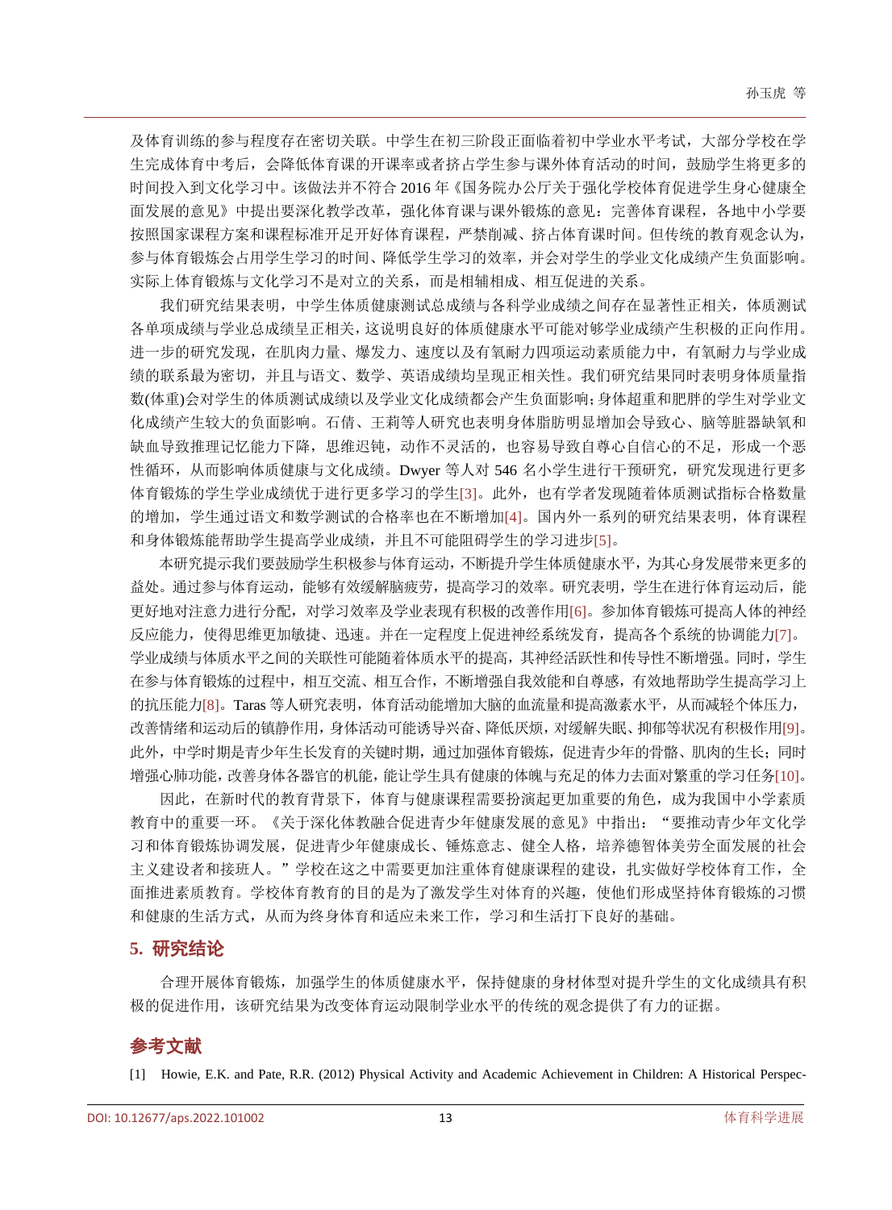及体育训练的参与程度存在密切关联。中学生在初三阶段正面临着初中学业水平考试，大部分学校在学生完成体育中考后，会降低体育课的开课率或者挤占学生参与课外体育活动的时间，鼓励学生将更多的时间投入到文化学习中。该做法并不符合 2016 年《国务院办公厅关于强化学校体育促进学生身心健康全面发展的意见》中提出要深化教学改革，强化体育课与课外锻炼的意见：完善体育课程，各地中小学要按照国家课程方案和课程标准开足开好体育课程，严禁削减、挤占体育课时间。但传统的教育观念认为，参与体育锻炼会占用学生学习的时间、降低学生学习的效率，并会对学生的学业文化成绩产生负面影响。实际上体育锻炼与文化学习不是对立的关系，而是相辅相成、相互促进的关系。

我们研究结果表明，中学生体质健康测试总成绩与各科学业成绩之间存在显著性正相关，体质测试各单项成绩与学业总成绩呈正相关，这说明良好的体质健康水平可能对够学业成绩产生积极的正向作用。进一步的研究发现，在肌肉力量、爆发力、速度以及有氧耐力四项运动素质能力中，有氧耐力与学业成绩的联系最为密切，并且与语文、数学、英语成绩均呈现正相关性。我们研究结果同时表明身体质量指数(体重)会对学生的体质测试成绩以及学业文化成绩都会产生负面影响;身体超重和肥胖的学生对学业文化成绩产生较大的负面影响。石倩、王莉等人研究也表明身体脂肪明显增加会导致心、脑等脏器缺氧和缺血导致推理记忆能力下降，思维迟钝，动作不灵活的，也容易导致自尊心自信心的不足，形成一个恶性循环，从而影响体质健康与文化成绩。Dwyer 等人对 546 名小学生进行干预研究，研究发现进行更多体育锻炼的学生学业成绩优于进行更多学习的学生[3]。此外，也有学者发现随着体质测试指标合格数量的增加，学生通过语文和数学测试的合格率也在不断增加[4]。国内外一系列的研究结果表明，体育课程和身体锻炼能帮助学生提高学业成绩，并且不可能阻碍学生的学习进步[5]。

本研究提示我们要鼓励学生积极参与体育运动，不断提升学生体质健康水平，为其心身发展带来更多的益处。通过参与体育运动，能够有效缓解脑疲劳，提高学习的效率。研究表明，学生在进行体育运动后，能更好地对注意力进行分配，对学习效率及学业表现有积极的改善作用[6]。参加体育锻炼可提高人体的神经反应能力，使得思维更加敏捷、迅速。并在一定程度上促进神经系统发育，提高各个系统的协调能力[7]。学业成绩与体质水平之间的关联性可能随着体质水平的提高，其神经活跃性和传导性不断增强。同时，学生在参与体育锻炼的过程中，相互交流、相互合作，不断增强自我效能和自尊感，有效地帮助学生提高学习上的抗压能力[8]。Taras 等人研究表明，体育活动能增加大脑的血流量和提高激素水平，从而减轻个体压力，改善情绪和运动后的镇静作用，身体活动可能诱导兴奋、降低厌烦，对缓解失眠、抑郁等状况有积极作用[9]。此外，中学时期是青少年生长发育的关键时期，通过加强体育锻炼，促进青少年的骨骼、肌肉的生长；同时增强心肺功能，改善身体各器官的机能，能让学生具有健康的体魄与充足的体力去面对繁重的学习任务[10]。

因此，在新时代的教育背景下，体育与健康课程需要扮演起更加重要的角色，成为我国中小学素质教育中的重要一环。《关于深化体教融合促进青少年健康发展的意见》中指出：“要推动青少年文化学习和体育锻炼协调发展，促进青少年健康成长、锤炼意志、健全人格，培养德智体美劳全面发展的社会主义建设者和接班人。”学校在这之中需要更加注重体育健康课程的建设，扎实做好学校体育工作，全面推进素质教育。学校体育教育的目的是为了激发学生对体育的兴趣，使他们形成坚持体育锻炼的习惯和健康的生活方式，从而为终身体育和适应未来工作，学习和生活打下良好的基础。

## 5. 研究结论

合理开展体育锻炼，加强学生的体质健康水平，保持健康的身材体型对提升学生的文化成绩具有积极的促进作用，该研究结果为改变体育运动限制学业水平的传统的观念提供了有力的证据。

## 参考文献

[1] Howie, E.K. and Pate, R.R. (2012) Physical Activity and Academic Achievement in Children: A Historical Perspec-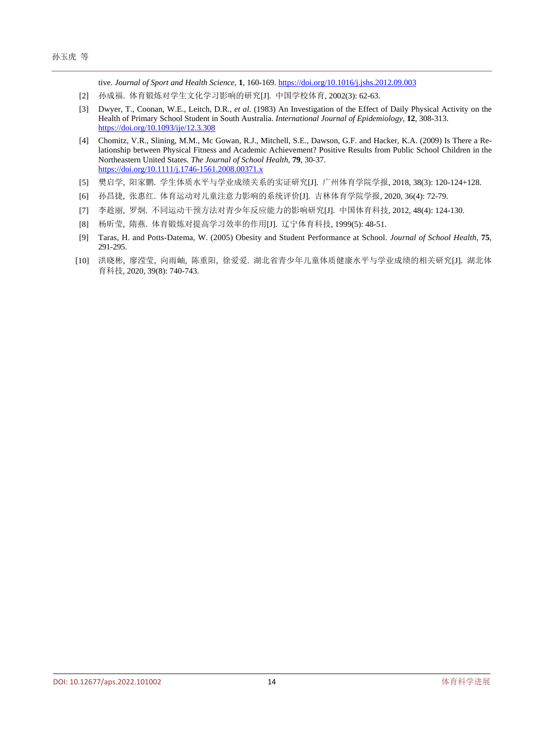tive. *Journal of Sport and Health Science*, **1**, 160-169. https://doi.org/10.1016/j.jshs.2012.09.003

[2] 孙成福. 体育锻炼对学生文化学习影响的研究[J]. 中国学校体育, 2002(3): 62-63.

[3] Dwyer, T., Coonan, W.E., Leitch, D.R., *et al*. (1983) An Investigation of the Effect of Daily Physical Activity on the Health of Primary School Student in South Australia. *International Journal of Epidemiology*, **12**, 308-313. https://doi.org/10.1093/ije/12.3.308

[4] Chomitz, V.R., Slining, M.M., Mc Gowan, R.J., Mitchell, S.E., Dawson, G.F. and Hacker, K.A. (2009) Is There a Relationship between Physical Fitness and Academic Achievement? Positive Results from Public School Children in the Northeastern United States. *The Journal of School Health*, **79**, 30-37. https://doi.org/10.1111/j.1746-1561.2008.00371.x

[5] 樊启学, 阳家鹏. 学生体质水平与学业成绩关系的实证研究[J]. 广州体育学院学报, 2018, 38(3): 120-124+128.

[6] 孙昌捷, 张惠红. 体育运动对儿童注意力影响的系统评价[J]. 吉林体育学院学报, 2020, 36(4): 72-79.

[7] 李�betweenmit丽, 罗炯. 不同运动干预方法对青少年反应能力的影响研究[J]. 中国体育科技, 2012, 48(4): 124-130.

[8] 杨昕莹, 隋燕. 体育锻炼对提高学习效率的作用[J]. 辽宁体育科技, 1999(5): 48-51.

[9] Taras, H. and Potts-Datema, W. (2005) Obesity and Student Performance at School. *Journal of School Health*, **75**, 291-295.

[10] 洪晓彬, 廖滢莹, 向雨岫, 陈重阳, 徐爱爱. 湖北省青少年儿童体质健康水平与学业成绩的相关研究[J]. 湖北体育科技, 2020, 39(8): 740-743.